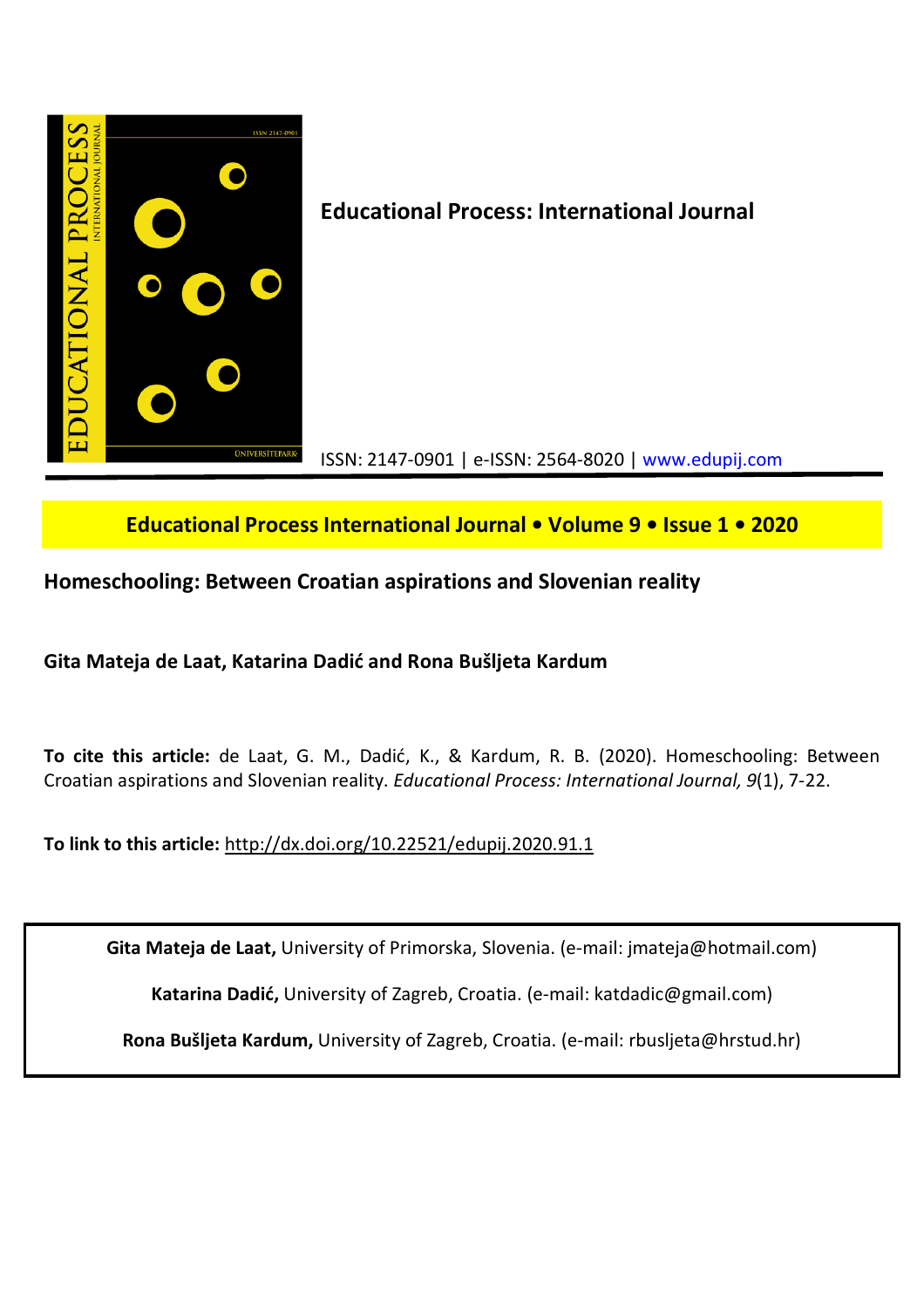**Educational Process: International Journal**

ISSN: 2147-0901 | e-ISSN: 2564-8020 | www.edupij.com

**Educational Process International Journal • Volume 9 • Issue 1 • 2020**

# Homeschooling: Between Croatian aspirations and Slovenian reality

**Gita Mateja de Laat, Katarina Dadić and Rona Bušljeta Kardum**

**To cite this article:** de Laat, G. M., Dadić, K., & Kardum, R. B. (2020). Homeschooling: Between Croatian aspirations and Slovenian reality. *Educational Process: International Journal, 9*(1), 7-22.

**To link to this article:** http://dx.doi.org/10.22521/edupij.2020.91.1

**Gita Mateja de Laat,** University of Primorska, Slovenia. (e-mail: jmateja@hotmail.com)

**Katarina Dadić,** University of Zagreb, Croatia. (e-mail: katdadic@gmail.com)

**Rona Bušljeta Kardum,** University of Zagreb, Croatia. (e-mail: rbusljeta@hrstud.hr)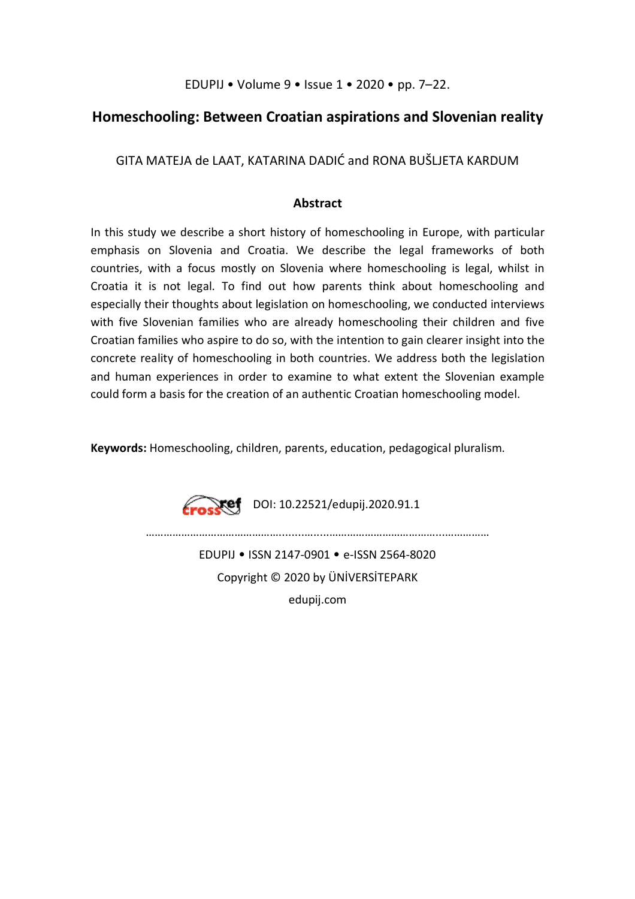# Homeschooling: Between Croatian aspirations and Slovenian reality

GITA MATEJA de LAAT, KATARINA DADIĆ and RONA BUŠLJETA KARDUM

## Abstract

In this study we describe a short history of homeschooling in Europe, with particular emphasis on Slovenia and Croatia. We describe the legal frameworks of both countries, with a focus mostly on Slovenia where homeschooling is legal, whilst in Croatia it is not legal. To find out how parents think about homeschooling and especially their thoughts about legislation on homeschooling, we conducted interviews with five Slovenian families who are already homeschooling their children and five Croatian families who aspire to do so, with the intention to gain clearer insight into the concrete reality of homeschooling in both countries. We address both the legislation and human experiences in order to examine to what extent the Slovenian example could form a basis for the creation of an authentic Croatian homeschooling model.

**Keywords:** Homeschooling, children, parents, education, pedagogical pluralism.

DOI: 10.22521/edupij.2020.91.1

EDUPIJ • ISSN 2147-0901 • e-ISSN 2564-8020

Copyright © 2020 by ÜNİVERSİTEPARK

edupij.com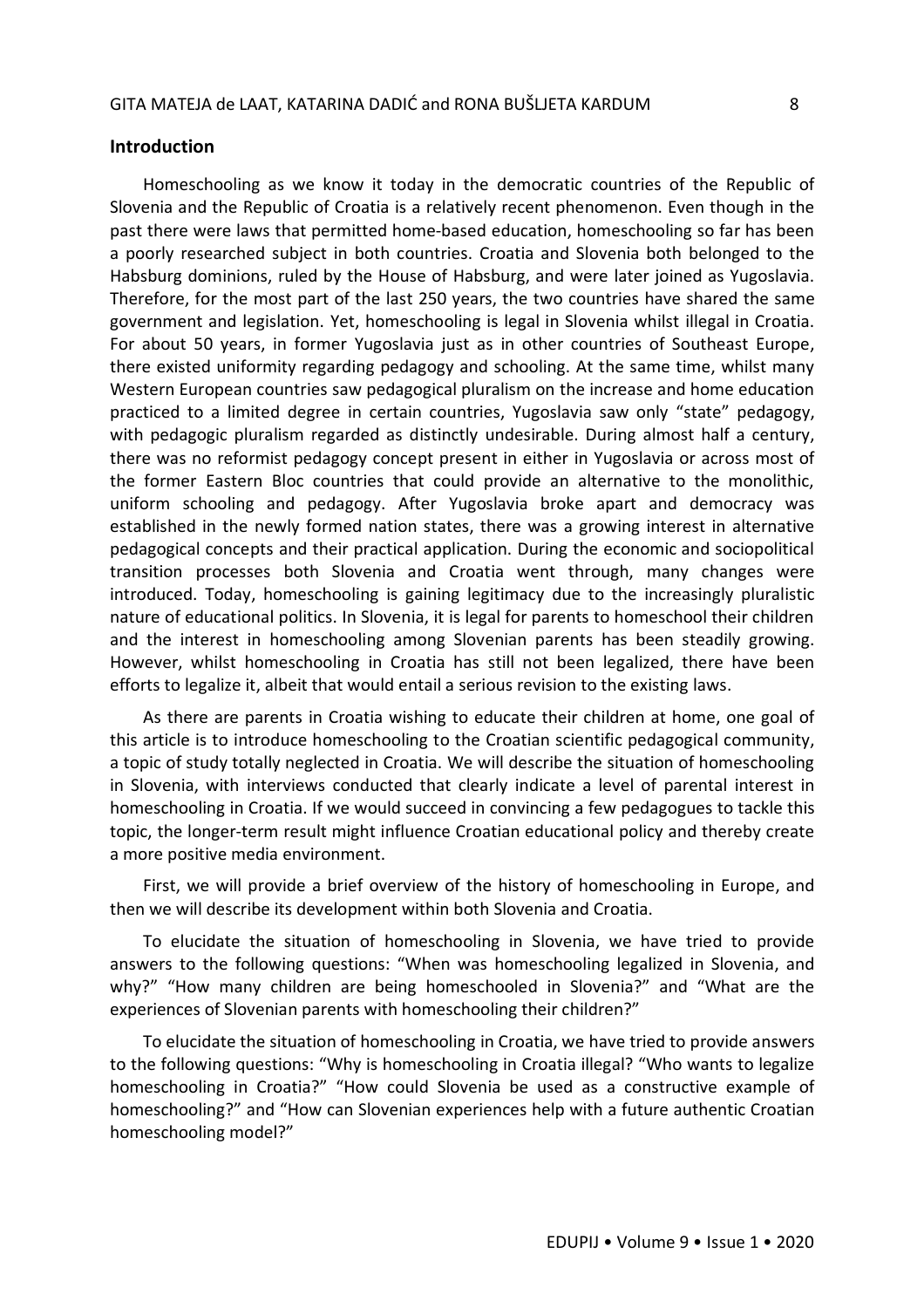## Introduction

Homeschooling as we know it today in the democratic countries of the Republic of Slovenia and the Republic of Croatia is a relatively recent phenomenon. Even though in the past there were laws that permitted home-based education, homeschooling so far has been a poorly researched subject in both countries. Croatia and Slovenia both belonged to the Habsburg dominions, ruled by the House of Habsburg, and were later joined as Yugoslavia. Therefore, for the most part of the last 250 years, the two countries have shared the same government and legislation. Yet, homeschooling is legal in Slovenia whilst illegal in Croatia. For about 50 years, in former Yugoslavia just as in other countries of Southeast Europe, there existed uniformity regarding pedagogy and schooling. At the same time, whilst many Western European countries saw pedagogical pluralism on the increase and home education practiced to a limited degree in certain countries, Yugoslavia saw only "state" pedagogy, with pedagogic pluralism regarded as distinctly undesirable. During almost half a century, there was no reformist pedagogy concept present in either in Yugoslavia or across most of the former Eastern Bloc countries that could provide an alternative to the monolithic, uniform schooling and pedagogy. After Yugoslavia broke apart and democracy was established in the newly formed nation states, there was a growing interest in alternative pedagogical concepts and their practical application. During the economic and sociopolitical transition processes both Slovenia and Croatia went through, many changes were introduced. Today, homeschooling is gaining legitimacy due to the increasingly pluralistic nature of educational politics. In Slovenia, it is legal for parents to homeschool their children and the interest in homeschooling among Slovenian parents has been steadily growing. However, whilst homeschooling in Croatia has still not been legalized, there have been efforts to legalize it, albeit that would entail a serious revision to the existing laws.

As there are parents in Croatia wishing to educate their children at home, one goal of this article is to introduce homeschooling to the Croatian scientific pedagogical community, a topic of study totally neglected in Croatia. We will describe the situation of homeschooling in Slovenia, with interviews conducted that clearly indicate a level of parental interest in homeschooling in Croatia. If we would succeed in convincing a few pedagogues to tackle this topic, the longer-term result might influence Croatian educational policy and thereby create a more positive media environment.

First, we will provide a brief overview of the history of homeschooling in Europe, and then we will describe its development within both Slovenia and Croatia.

To elucidate the situation of homeschooling in Slovenia, we have tried to provide answers to the following questions: "When was homeschooling legalized in Slovenia, and why?" "How many children are being homeschooled in Slovenia?" and "What are the experiences of Slovenian parents with homeschooling their children?"

To elucidate the situation of homeschooling in Croatia, we have tried to provide answers to the following questions: "Why is homeschooling in Croatia illegal? "Who wants to legalize homeschooling in Croatia?" "How could Slovenia be used as a constructive example of homeschooling?" and "How can Slovenian experiences help with a future authentic Croatian homeschooling model?"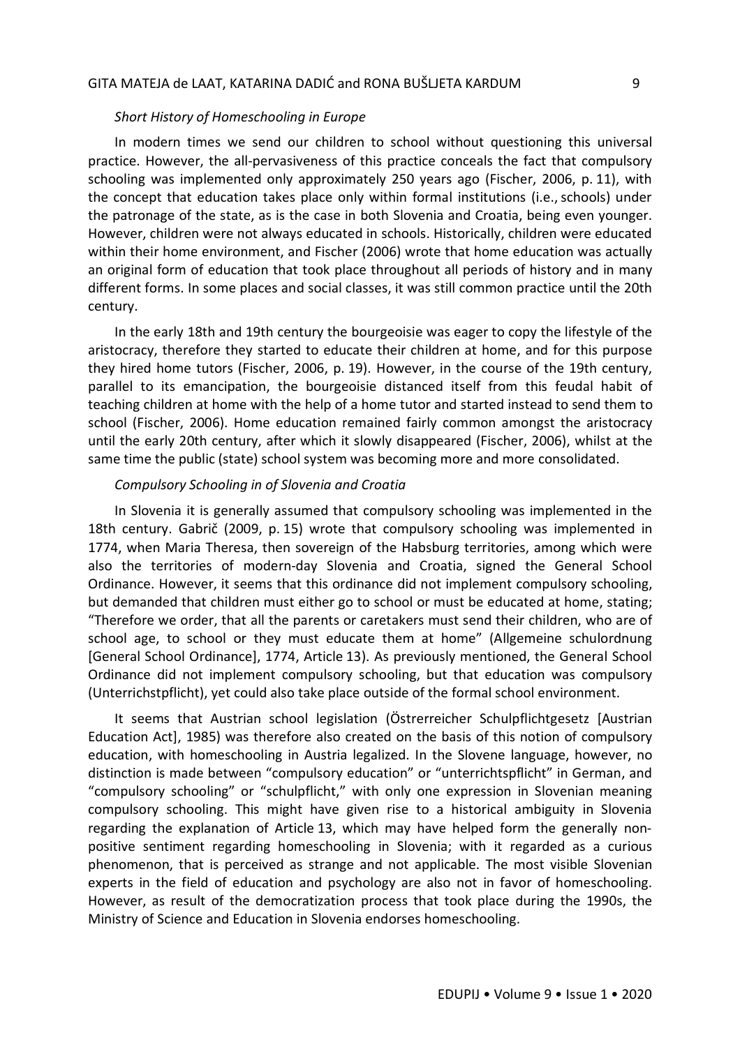### *Short History of Homeschooling in Europe*

In modern times we send our children to school without questioning this universal practice. However, the all-pervasiveness of this practice conceals the fact that compulsory schooling was implemented only approximately 250 years ago (Fischer, 2006, p. 11), with the concept that education takes place only within formal institutions (i.e., schools) under the patronage of the state, as is the case in both Slovenia and Croatia, being even younger. However, children were not always educated in schools. Historically, children were educated within their home environment, and Fischer (2006) wrote that home education was actually an original form of education that took place throughout all periods of history and in many different forms. In some places and social classes, it was still common practice until the 20th century.

In the early 18th and 19th century the bourgeoisie was eager to copy the lifestyle of the aristocracy, therefore they started to educate their children at home, and for this purpose they hired home tutors (Fischer, 2006, p. 19). However, in the course of the 19th century, parallel to its emancipation, the bourgeoisie distanced itself from this feudal habit of teaching children at home with the help of a home tutor and started instead to send them to school (Fischer, 2006). Home education remained fairly common amongst the aristocracy until the early 20th century, after which it slowly disappeared (Fischer, 2006), whilst at the same time the public (state) school system was becoming more and more consolidated.

### *Compulsory Schooling in of Slovenia and Croatia*

In Slovenia it is generally assumed that compulsory schooling was implemented in the 18th century. Gabrič (2009, p. 15) wrote that compulsory schooling was implemented in 1774, when Maria Theresa, then sovereign of the Habsburg territories, among which were also the territories of modern-day Slovenia and Croatia, signed the General School Ordinance. However, it seems that this ordinance did not implement compulsory schooling, but demanded that children must either go to school or must be educated at home, stating; "Therefore we order, that all the parents or caretakers must send their children, who are of school age, to school or they must educate them at home" (Allgemeine schulordnung [General School Ordinance], 1774, Article 13). As previously mentioned, the General School Ordinance did not implement compulsory schooling, but that education was compulsory (Unterrichstpflicht), yet could also take place outside of the formal school environment.

It seems that Austrian school legislation (Östrerreicher Schulpflichtgesetz [Austrian Education Act], 1985) was therefore also created on the basis of this notion of compulsory education, with homeschooling in Austria legalized. In the Slovene language, however, no distinction is made between "compulsory education" or "unterrichtspflicht" in German, and "compulsory schooling" or "schulpflicht," with only one expression in Slovenian meaning compulsory schooling. This might have given rise to a historical ambiguity in Slovenia regarding the explanation of Article 13, which may have helped form the generally non-positive sentiment regarding homeschooling in Slovenia; with it regarded as a curious phenomenon, that is perceived as strange and not applicable. The most visible Slovenian experts in the field of education and psychology are also not in favor of homeschooling. However, as result of the democratization process that took place during the 1990s, the Ministry of Science and Education in Slovenia endorses homeschooling.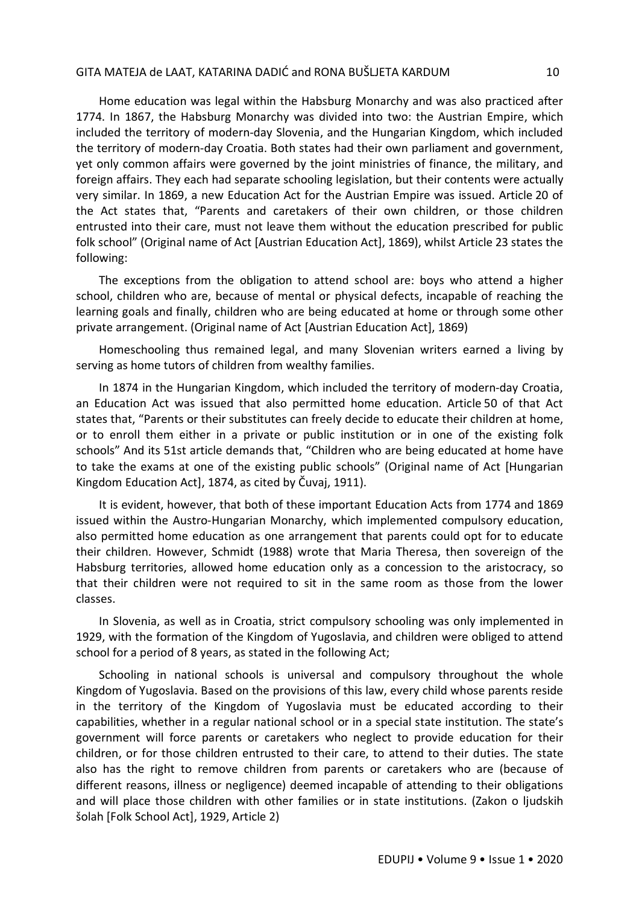Home education was legal within the Habsburg Monarchy and was also practiced after 1774. In 1867, the Habsburg Monarchy was divided into two: the Austrian Empire, which included the territory of modern-day Slovenia, and the Hungarian Kingdom, which included the territory of modern-day Croatia. Both states had their own parliament and government, yet only common affairs were governed by the joint ministries of finance, the military, and foreign affairs. They each had separate schooling legislation, but their contents were actually very similar. In 1869, a new Education Act for the Austrian Empire was issued. Article 20 of the Act states that, "Parents and caretakers of their own children, or those children entrusted into their care, must not leave them without the education prescribed for public folk school" (Original name of Act [Austrian Education Act], 1869), whilst Article 23 states the following:

> The exceptions from the obligation to attend school are: boys who attend a higher school, children who are, because of mental or physical defects, incapable of reaching the learning goals and finally, children who are being educated at home or through some other private arrangement. (Original name of Act [Austrian Education Act], 1869)

Homeschooling thus remained legal, and many Slovenian writers earned a living by serving as home tutors of children from wealthy families.

In 1874 in the Hungarian Kingdom, which included the territory of modern-day Croatia, an Education Act was issued that also permitted home education. Article 50 of that Act states that, "Parents or their substitutes can freely decide to educate their children at home, or to enroll them either in a private or public institution or in one of the existing folk schools" And its 51st article demands that, "Children who are being educated at home have to take the exams at one of the existing public schools" (Original name of Act [Hungarian Kingdom Education Act], 1874, as cited by Čuvaj, 1911).

It is evident, however, that both of these important Education Acts from 1774 and 1869 issued within the Austro-Hungarian Monarchy, which implemented compulsory education, also permitted home education as one arrangement that parents could opt for to educate their children. However, Schmidt (1988) wrote that Maria Theresa, then sovereign of the Habsburg territories, allowed home education only as a concession to the aristocracy, so that their children were not required to sit in the same room as those from the lower classes.

In Slovenia, as well as in Croatia, strict compulsory schooling was only implemented in 1929, with the formation of the Kingdom of Yugoslavia, and children were obliged to attend school for a period of 8 years, as stated in the following Act;

> Schooling in national schools is universal and compulsory throughout the whole Kingdom of Yugoslavia. Based on the provisions of this law, every child whose parents reside in the territory of the Kingdom of Yugoslavia must be educated according to their capabilities, whether in a regular national school or in a special state institution. The state's government will force parents or caretakers who neglect to provide education for their children, or for those children entrusted to their care, to attend to their duties. The state also has the right to remove children from parents or caretakers who are (because of different reasons, illness or negligence) deemed incapable of attending to their obligations and will place those children with other families or in state institutions. (Zakon o ljudskih šolah [Folk School Act], 1929, Article 2)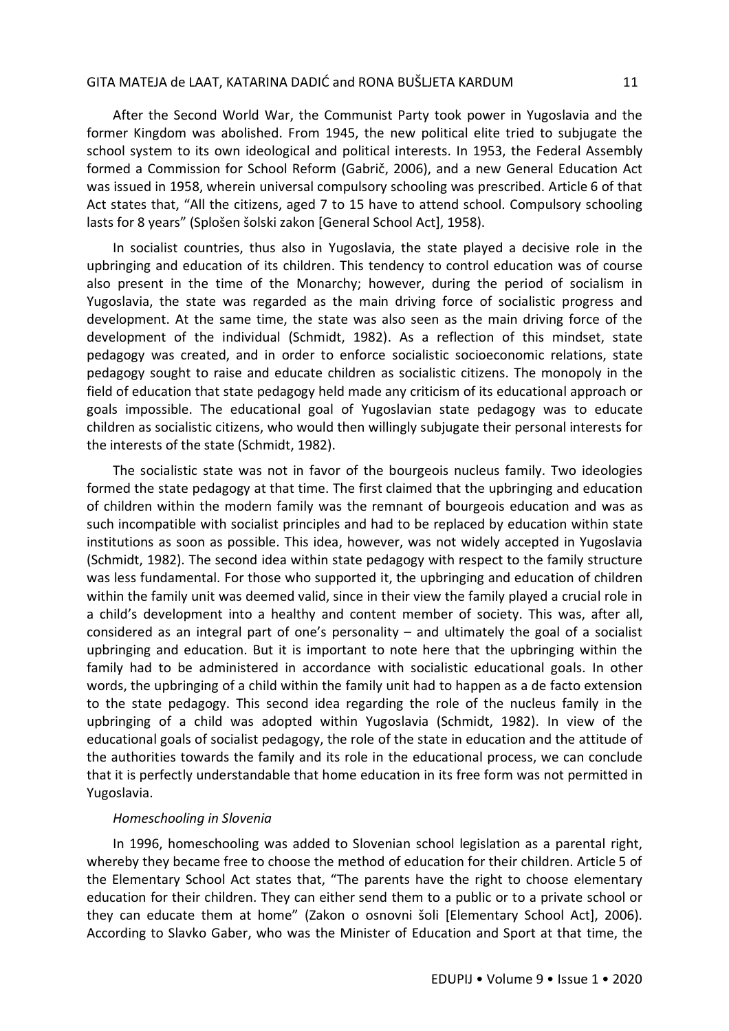After the Second World War, the Communist Party took power in Yugoslavia and the former Kingdom was abolished. From 1945, the new political elite tried to subjugate the school system to its own ideological and political interests. In 1953, the Federal Assembly formed a Commission for School Reform (Gabrič, 2006), and a new General Education Act was issued in 1958, wherein universal compulsory schooling was prescribed. Article 6 of that Act states that, "All the citizens, aged 7 to 15 have to attend school. Compulsory schooling lasts for 8 years" (Splošen šolski zakon [General School Act], 1958).

In socialist countries, thus also in Yugoslavia, the state played a decisive role in the upbringing and education of its children. This tendency to control education was of course also present in the time of the Monarchy; however, during the period of socialism in Yugoslavia, the state was regarded as the main driving force of socialistic progress and development. At the same time, the state was also seen as the main driving force of the development of the individual (Schmidt, 1982). As a reflection of this mindset, state pedagogy was created, and in order to enforce socialistic socioeconomic relations, state pedagogy sought to raise and educate children as socialistic citizens. The monopoly in the field of education that state pedagogy held made any criticism of its educational approach or goals impossible. The educational goal of Yugoslavian state pedagogy was to educate children as socialistic citizens, who would then willingly subjugate their personal interests for the interests of the state (Schmidt, 1982).

The socialistic state was not in favor of the bourgeois nucleus family. Two ideologies formed the state pedagogy at that time. The first claimed that the upbringing and education of children within the modern family was the remnant of bourgeois education and was as such incompatible with socialist principles and had to be replaced by education within state institutions as soon as possible. This idea, however, was not widely accepted in Yugoslavia (Schmidt, 1982). The second idea within state pedagogy with respect to the family structure was less fundamental. For those who supported it, the upbringing and education of children within the family unit was deemed valid, since in their view the family played a crucial role in a child's development into a healthy and content member of society. This was, after all, considered as an integral part of one's personality – and ultimately the goal of a socialist upbringing and education. But it is important to note here that the upbringing within the family had to be administered in accordance with socialistic educational goals. In other words, the upbringing of a child within the family unit had to happen as a de facto extension to the state pedagogy. This second idea regarding the role of the nucleus family in the upbringing of a child was adopted within Yugoslavia (Schmidt, 1982). In view of the educational goals of socialist pedagogy, the role of the state in education and the attitude of the authorities towards the family and its role in the educational process, we can conclude that it is perfectly understandable that home education in its free form was not permitted in Yugoslavia.

*Homeschooling in Slovenia*

In 1996, homeschooling was added to Slovenian school legislation as a parental right, whereby they became free to choose the method of education for their children. Article 5 of the Elementary School Act states that, "The parents have the right to choose elementary education for their children. They can either send them to a public or to a private school or they can educate them at home" (Zakon o osnovni šoli [Elementary School Act], 2006). According to Slavko Gaber, who was the Minister of Education and Sport at that time, the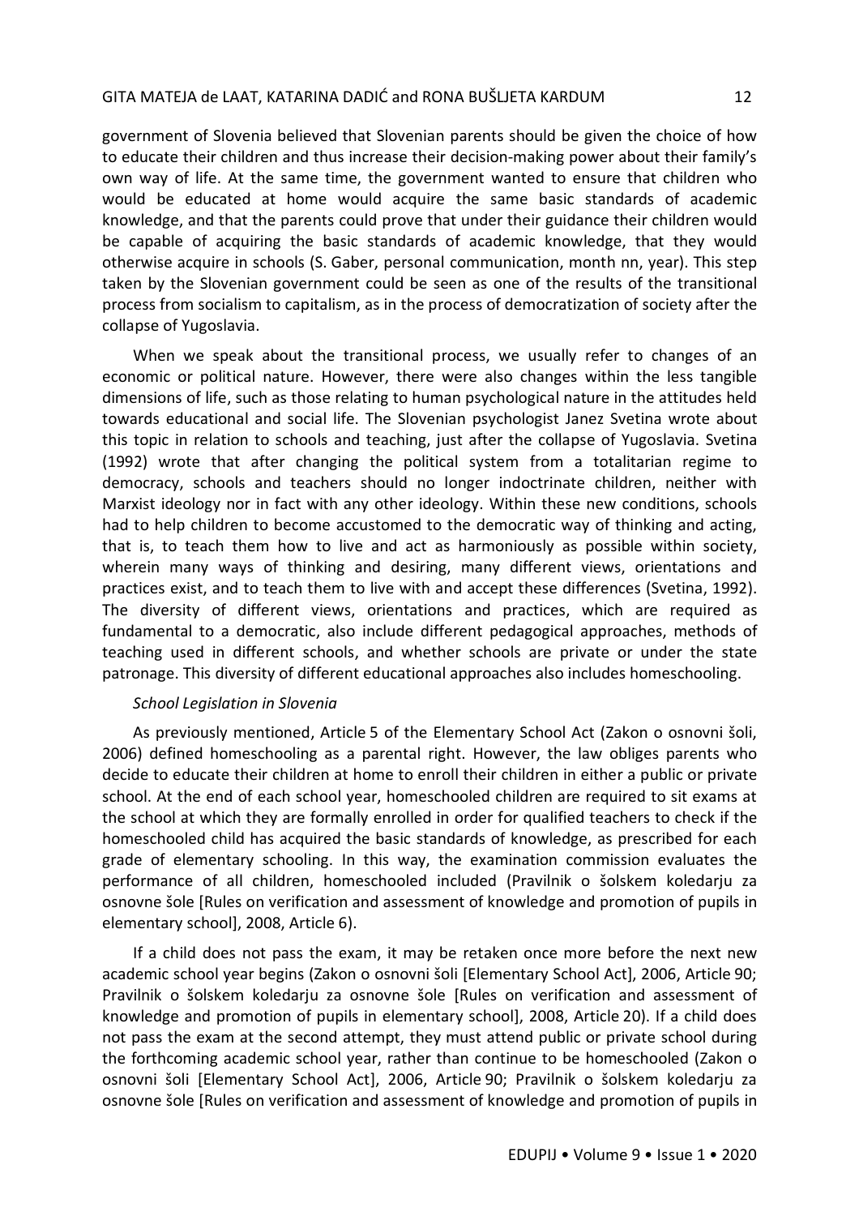government of Slovenia believed that Slovenian parents should be given the choice of how to educate their children and thus increase their decision-making power about their family's own way of life. At the same time, the government wanted to ensure that children who would be educated at home would acquire the same basic standards of academic knowledge, and that the parents could prove that under their guidance their children would be capable of acquiring the basic standards of academic knowledge, that they would otherwise acquire in schools (S. Gaber, personal communication, month nn, year). This step taken by the Slovenian government could be seen as one of the results of the transitional process from socialism to capitalism, as in the process of democratization of society after the collapse of Yugoslavia.

When we speak about the transitional process, we usually refer to changes of an economic or political nature. However, there were also changes within the less tangible dimensions of life, such as those relating to human psychological nature in the attitudes held towards educational and social life. The Slovenian psychologist Janez Svetina wrote about this topic in relation to schools and teaching, just after the collapse of Yugoslavia. Svetina (1992) wrote that after changing the political system from a totalitarian regime to democracy, schools and teachers should no longer indoctrinate children, neither with Marxist ideology nor in fact with any other ideology. Within these new conditions, schools had to help children to become accustomed to the democratic way of thinking and acting, that is, to teach them how to live and act as harmoniously as possible within society, wherein many ways of thinking and desiring, many different views, orientations and practices exist, and to teach them to live with and accept these differences (Svetina, 1992). The diversity of different views, orientations and practices, which are required as fundamental to a democratic, also include different pedagogical approaches, methods of teaching used in different schools, and whether schools are private or under the state patronage. This diversity of different educational approaches also includes homeschooling.

### *School Legislation in Slovenia*

As previously mentioned, Article 5 of the Elementary School Act (Zakon o osnovni šoli, 2006) defined homeschooling as a parental right. However, the law obliges parents who decide to educate their children at home to enroll their children in either a public or private school. At the end of each school year, homeschooled children are required to sit exams at the school at which they are formally enrolled in order for qualified teachers to check if the homeschooled child has acquired the basic standards of knowledge, as prescribed for each grade of elementary schooling. In this way, the examination commission evaluates the performance of all children, homeschooled included (Pravilnik o šolskem koledarju za osnovne šole [Rules on verification and assessment of knowledge and promotion of pupils in elementary school], 2008, Article 6).

If a child does not pass the exam, it may be retaken once more before the next new academic school year begins (Zakon o osnovni šoli [Elementary School Act], 2006, Article 90; Pravilnik o šolskem koledarju za osnovne šole [Rules on verification and assessment of knowledge and promotion of pupils in elementary school], 2008, Article 20). If a child does not pass the exam at the second attempt, they must attend public or private school during the forthcoming academic school year, rather than continue to be homeschooled (Zakon o osnovni šoli [Elementary School Act], 2006, Article 90; Pravilnik o šolskem koledarju za osnovne šole [Rules on verification and assessment of knowledge and promotion of pupils in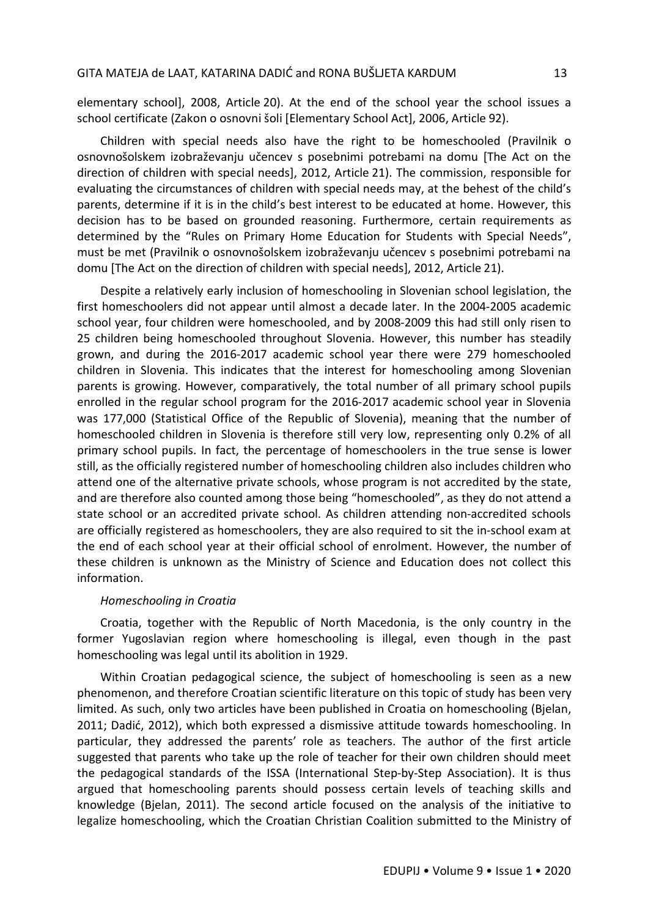elementary school], 2008, Article 20). At the end of the school year the school issues a school certificate (Zakon o osnovni šoli [Elementary School Act], 2006, Article 92).

Children with special needs also have the right to be homeschooled (Pravilnik o osnovnošolskem izobraževanju učencev s posebnimi potrebami na domu [The Act on the direction of children with special needs], 2012, Article 21). The commission, responsible for evaluating the circumstances of children with special needs may, at the behest of the child's parents, determine if it is in the child's best interest to be educated at home. However, this decision has to be based on grounded reasoning. Furthermore, certain requirements as determined by the "Rules on Primary Home Education for Students with Special Needs", must be met (Pravilnik o osnovnošolskem izobraževanju učencev s posebnimi potrebami na domu [The Act on the direction of children with special needs], 2012, Article 21).

Despite a relatively early inclusion of homeschooling in Slovenian school legislation, the first homeschoolers did not appear until almost a decade later. In the 2004-2005 academic school year, four children were homeschooled, and by 2008-2009 this had still only risen to 25 children being homeschooled throughout Slovenia. However, this number has steadily grown, and during the 2016-2017 academic school year there were 279 homeschooled children in Slovenia. This indicates that the interest for homeschooling among Slovenian parents is growing. However, comparatively, the total number of all primary school pupils enrolled in the regular school program for the 2016-2017 academic school year in Slovenia was 177,000 (Statistical Office of the Republic of Slovenia), meaning that the number of homeschooled children in Slovenia is therefore still very low, representing only 0.2% of all primary school pupils. In fact, the percentage of homeschoolers in the true sense is lower still, as the officially registered number of homeschooling children also includes children who attend one of the alternative private schools, whose program is not accredited by the state, and are therefore also counted among those being "homeschooled", as they do not attend a state school or an accredited private school. As children attending non-accredited schools are officially registered as homeschoolers, they are also required to sit the in-school exam at the end of each school year at their official school of enrolment. However, the number of these children is unknown as the Ministry of Science and Education does not collect this information.

*Homeschooling in Croatia*

Croatia, together with the Republic of North Macedonia, is the only country in the former Yugoslavian region where homeschooling is illegal, even though in the past homeschooling was legal until its abolition in 1929.

Within Croatian pedagogical science, the subject of homeschooling is seen as a new phenomenon, and therefore Croatian scientific literature on this topic of study has been very limited. As such, only two articles have been published in Croatia on homeschooling (Bjelan, 2011; Dadić, 2012), which both expressed a dismissive attitude towards homeschooling. In particular, they addressed the parents' role as teachers. The author of the first article suggested that parents who take up the role of teacher for their own children should meet the pedagogical standards of the ISSA (International Step-by-Step Association). It is thus argued that homeschooling parents should possess certain levels of teaching skills and knowledge (Bjelan, 2011). The second article focused on the analysis of the initiative to legalize homeschooling, which the Croatian Christian Coalition submitted to the Ministry of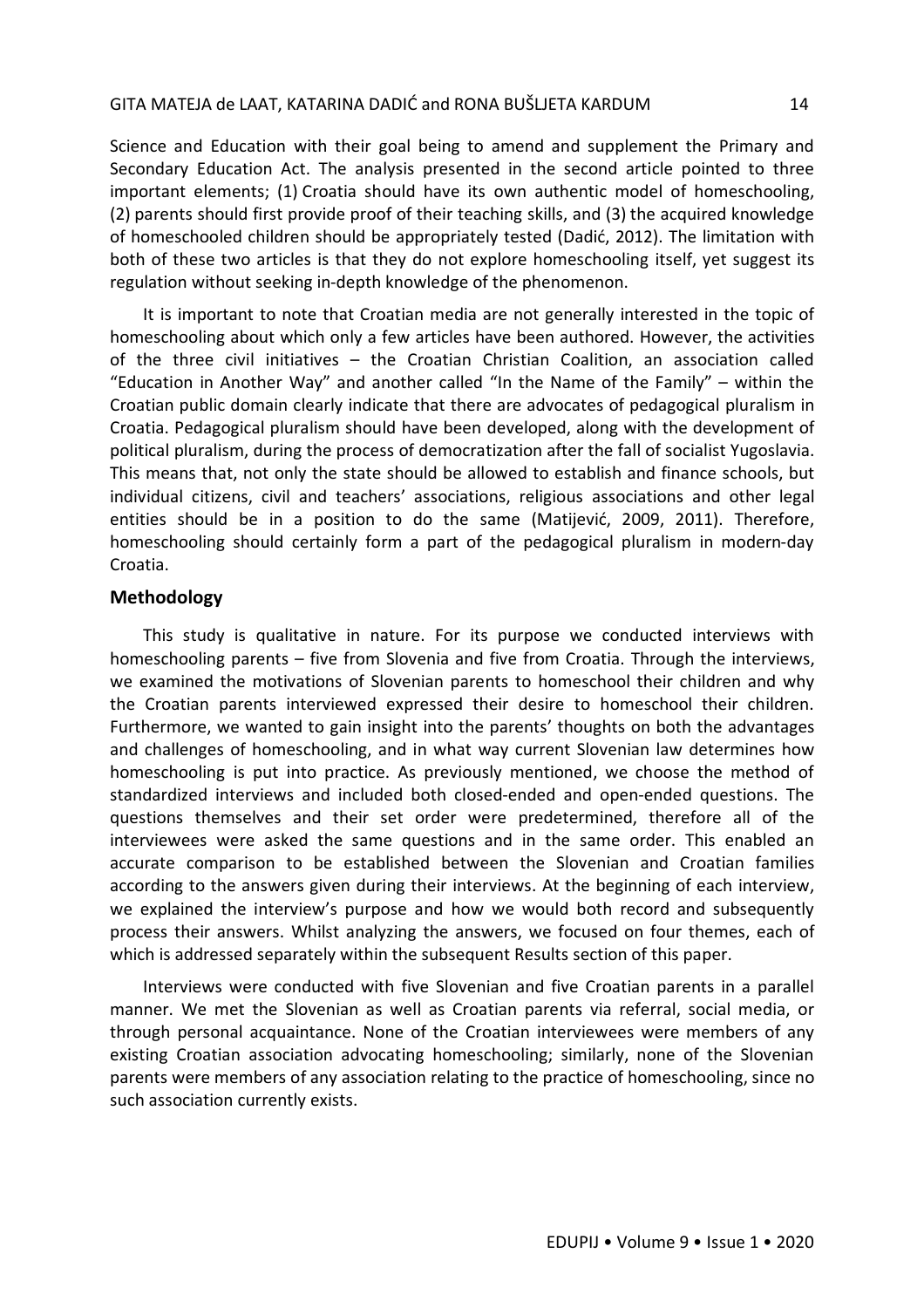Science and Education with their goal being to amend and supplement the Primary and Secondary Education Act. The analysis presented in the second article pointed to three important elements; (1) Croatia should have its own authentic model of homeschooling, (2) parents should first provide proof of their teaching skills, and (3) the acquired knowledge of homeschooled children should be appropriately tested (Dadić, 2012). The limitation with both of these two articles is that they do not explore homeschooling itself, yet suggest its regulation without seeking in-depth knowledge of the phenomenon.

It is important to note that Croatian media are not generally interested in the topic of homeschooling about which only a few articles have been authored. However, the activities of the three civil initiatives – the Croatian Christian Coalition, an association called "Education in Another Way" and another called "In the Name of the Family" – within the Croatian public domain clearly indicate that there are advocates of pedagogical pluralism in Croatia. Pedagogical pluralism should have been developed, along with the development of political pluralism, during the process of democratization after the fall of socialist Yugoslavia. This means that, not only the state should be allowed to establish and finance schools, but individual citizens, civil and teachers' associations, religious associations and other legal entities should be in a position to do the same (Matijević, 2009, 2011). Therefore, homeschooling should certainly form a part of the pedagogical pluralism in modern-day Croatia.

## Methodology

This study is qualitative in nature. For its purpose we conducted interviews with homeschooling parents – five from Slovenia and five from Croatia. Through the interviews, we examined the motivations of Slovenian parents to homeschool their children and why the Croatian parents interviewed expressed their desire to homeschool their children. Furthermore, we wanted to gain insight into the parents' thoughts on both the advantages and challenges of homeschooling, and in what way current Slovenian law determines how homeschooling is put into practice. As previously mentioned, we choose the method of standardized interviews and included both closed-ended and open-ended questions. The questions themselves and their set order were predetermined, therefore all of the interviewees were asked the same questions and in the same order. This enabled an accurate comparison to be established between the Slovenian and Croatian families according to the answers given during their interviews. At the beginning of each interview, we explained the interview's purpose and how we would both record and subsequently process their answers. Whilst analyzing the answers, we focused on four themes, each of which is addressed separately within the subsequent Results section of this paper.

Interviews were conducted with five Slovenian and five Croatian parents in a parallel manner. We met the Slovenian as well as Croatian parents via referral, social media, or through personal acquaintance. None of the Croatian interviewees were members of any existing Croatian association advocating homeschooling; similarly, none of the Slovenian parents were members of any association relating to the practice of homeschooling, since no such association currently exists.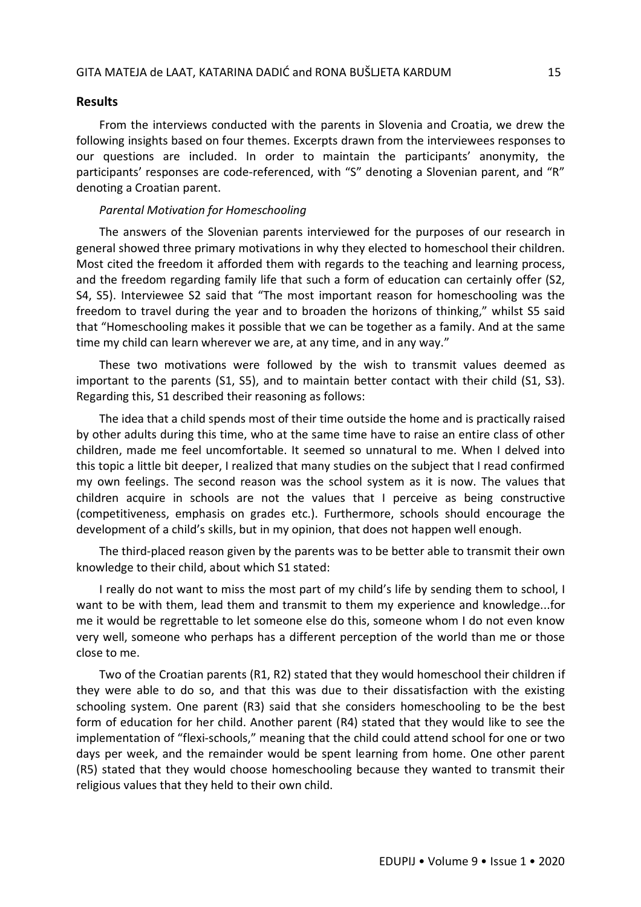## Results

From the interviews conducted with the parents in Slovenia and Croatia, we drew the following insights based on four themes. Excerpts drawn from the interviewees responses to our questions are included. In order to maintain the participants' anonymity, the participants' responses are code-referenced, with "S" denoting a Slovenian parent, and "R" denoting a Croatian parent.

### *Parental Motivation for Homeschooling*

The answers of the Slovenian parents interviewed for the purposes of our research in general showed three primary motivations in why they elected to homeschool their children. Most cited the freedom it afforded them with regards to the teaching and learning process, and the freedom regarding family life that such a form of education can certainly offer (S2, S4, S5). Interviewee S2 said that "The most important reason for homeschooling was the freedom to travel during the year and to broaden the horizons of thinking," whilst S5 said that "Homeschooling makes it possible that we can be together as a family. And at the same time my child can learn wherever we are, at any time, and in any way."

These two motivations were followed by the wish to transmit values deemed as important to the parents (S1, S5), and to maintain better contact with their child (S1, S3). Regarding this, S1 described their reasoning as follows:

The idea that a child spends most of their time outside the home and is practically raised by other adults during this time, who at the same time have to raise an entire class of other children, made me feel uncomfortable. It seemed so unnatural to me. When I delved into this topic a little bit deeper, I realized that many studies on the subject that I read confirmed my own feelings. The second reason was the school system as it is now. The values that children acquire in schools are not the values that I perceive as being constructive (competitiveness, emphasis on grades etc.). Furthermore, schools should encourage the development of a child's skills, but in my opinion, that does not happen well enough.

The third-placed reason given by the parents was to be better able to transmit their own knowledge to their child, about which S1 stated:

I really do not want to miss the most part of my child's life by sending them to school, I want to be with them, lead them and transmit to them my experience and knowledge...for me it would be regrettable to let someone else do this, someone whom I do not even know very well, someone who perhaps has a different perception of the world than me or those close to me.

Two of the Croatian parents (R1, R2) stated that they would homeschool their children if they were able to do so, and that this was due to their dissatisfaction with the existing schooling system. One parent (R3) said that she considers homeschooling to be the best form of education for her child. Another parent (R4) stated that they would like to see the implementation of "flexi-schools," meaning that the child could attend school for one or two days per week, and the remainder would be spent learning from home. One other parent (R5) stated that they would choose homeschooling because they wanted to transmit their religious values that they held to their own child.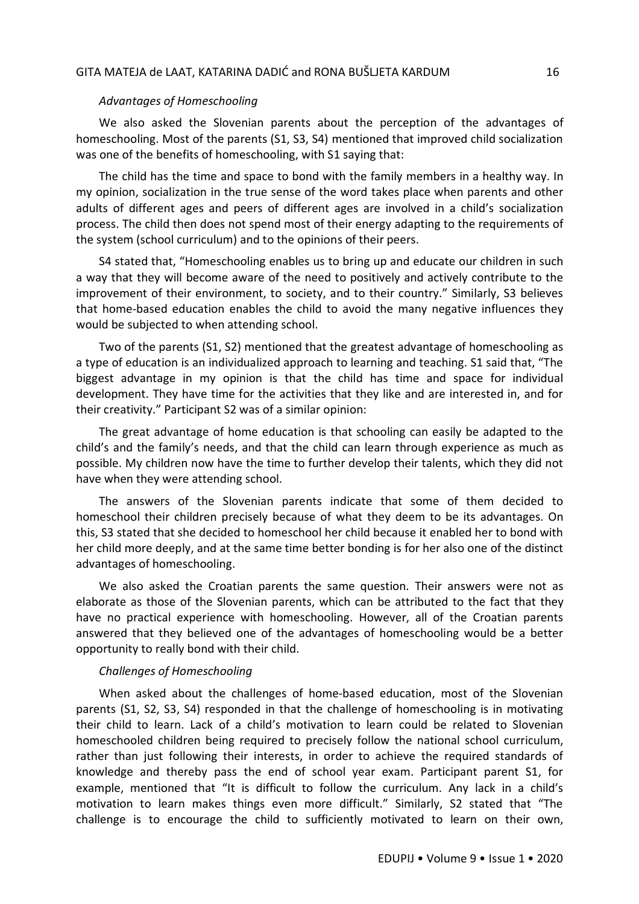*Advantages of Homeschooling*

We also asked the Slovenian parents about the perception of the advantages of homeschooling. Most of the parents (S1, S3, S4) mentioned that improved child socialization was one of the benefits of homeschooling, with S1 saying that:

The child has the time and space to bond with the family members in a healthy way. In my opinion, socialization in the true sense of the word takes place when parents and other adults of different ages and peers of different ages are involved in a child's socialization process. The child then does not spend most of their energy adapting to the requirements of the system (school curriculum) and to the opinions of their peers.

S4 stated that, "Homeschooling enables us to bring up and educate our children in such a way that they will become aware of the need to positively and actively contribute to the improvement of their environment, to society, and to their country." Similarly, S3 believes that home-based education enables the child to avoid the many negative influences they would be subjected to when attending school.

Two of the parents (S1, S2) mentioned that the greatest advantage of homeschooling as a type of education is an individualized approach to learning and teaching. S1 said that, "The biggest advantage in my opinion is that the child has time and space for individual development. They have time for the activities that they like and are interested in, and for their creativity." Participant S2 was of a similar opinion:

The great advantage of home education is that schooling can easily be adapted to the child's and the family's needs, and that the child can learn through experience as much as possible. My children now have the time to further develop their talents, which they did not have when they were attending school.

The answers of the Slovenian parents indicate that some of them decided to homeschool their children precisely because of what they deem to be its advantages. On this, S3 stated that she decided to homeschool her child because it enabled her to bond with her child more deeply, and at the same time better bonding is for her also one of the distinct advantages of homeschooling.

We also asked the Croatian parents the same question. Their answers were not as elaborate as those of the Slovenian parents, which can be attributed to the fact that they have no practical experience with homeschooling. However, all of the Croatian parents answered that they believed one of the advantages of homeschooling would be a better opportunity to really bond with their child.

*Challenges of Homeschooling*

When asked about the challenges of home-based education, most of the Slovenian parents (S1, S2, S3, S4) responded in that the challenge of homeschooling is in motivating their child to learn. Lack of a child's motivation to learn could be related to Slovenian homeschooled children being required to precisely follow the national school curriculum, rather than just following their interests, in order to achieve the required standards of knowledge and thereby pass the end of school year exam. Participant parent S1, for example, mentioned that "It is difficult to follow the curriculum. Any lack in a child's motivation to learn makes things even more difficult." Similarly, S2 stated that "The challenge is to encourage the child to sufficiently motivated to learn on their own,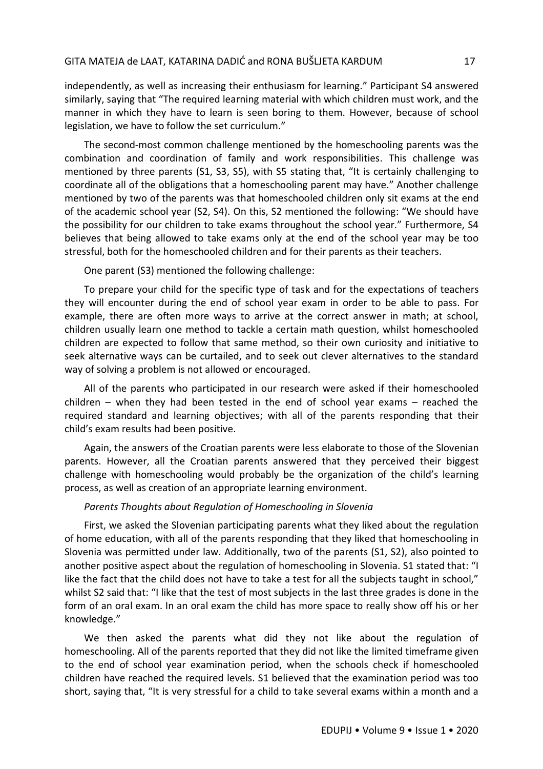independently, as well as increasing their enthusiasm for learning." Participant S4 answered similarly, saying that "The required learning material with which children must work, and the manner in which they have to learn is seen boring to them. However, because of school legislation, we have to follow the set curriculum."

The second-most common challenge mentioned by the homeschooling parents was the combination and coordination of family and work responsibilities. This challenge was mentioned by three parents (S1, S3, S5), with S5 stating that, "It is certainly challenging to coordinate all of the obligations that a homeschooling parent may have." Another challenge mentioned by two of the parents was that homeschooled children only sit exams at the end of the academic school year (S2, S4). On this, S2 mentioned the following: "We should have the possibility for our children to take exams throughout the school year." Furthermore, S4 believes that being allowed to take exams only at the end of the school year may be too stressful, both for the homeschooled children and for their parents as their teachers.

One parent (S3) mentioned the following challenge:

To prepare your child for the specific type of task and for the expectations of teachers they will encounter during the end of school year exam in order to be able to pass. For example, there are often more ways to arrive at the correct answer in math; at school, children usually learn one method to tackle a certain math question, whilst homeschooled children are expected to follow that same method, so their own curiosity and initiative to seek alternative ways can be curtailed, and to seek out clever alternatives to the standard way of solving a problem is not allowed or encouraged.

All of the parents who participated in our research were asked if their homeschooled children – when they had been tested in the end of school year exams – reached the required standard and learning objectives; with all of the parents responding that their child's exam results had been positive.

Again, the answers of the Croatian parents were less elaborate to those of the Slovenian parents. However, all the Croatian parents answered that they perceived their biggest challenge with homeschooling would probably be the organization of the child's learning process, as well as creation of an appropriate learning environment.

*Parents Thoughts about Regulation of Homeschooling in Slovenia*

First, we asked the Slovenian participating parents what they liked about the regulation of home education, with all of the parents responding that they liked that homeschooling in Slovenia was permitted under law. Additionally, two of the parents (S1, S2), also pointed to another positive aspect about the regulation of homeschooling in Slovenia. S1 stated that: "I like the fact that the child does not have to take a test for all the subjects taught in school," whilst S2 said that: "I like that the test of most subjects in the last three grades is done in the form of an oral exam. In an oral exam the child has more space to really show off his or her knowledge."

We then asked the parents what did they not like about the regulation of homeschooling. All of the parents reported that they did not like the limited timeframe given to the end of school year examination period, when the schools check if homeschooled children have reached the required levels. S1 believed that the examination period was too short, saying that, "It is very stressful for a child to take several exams within a month and a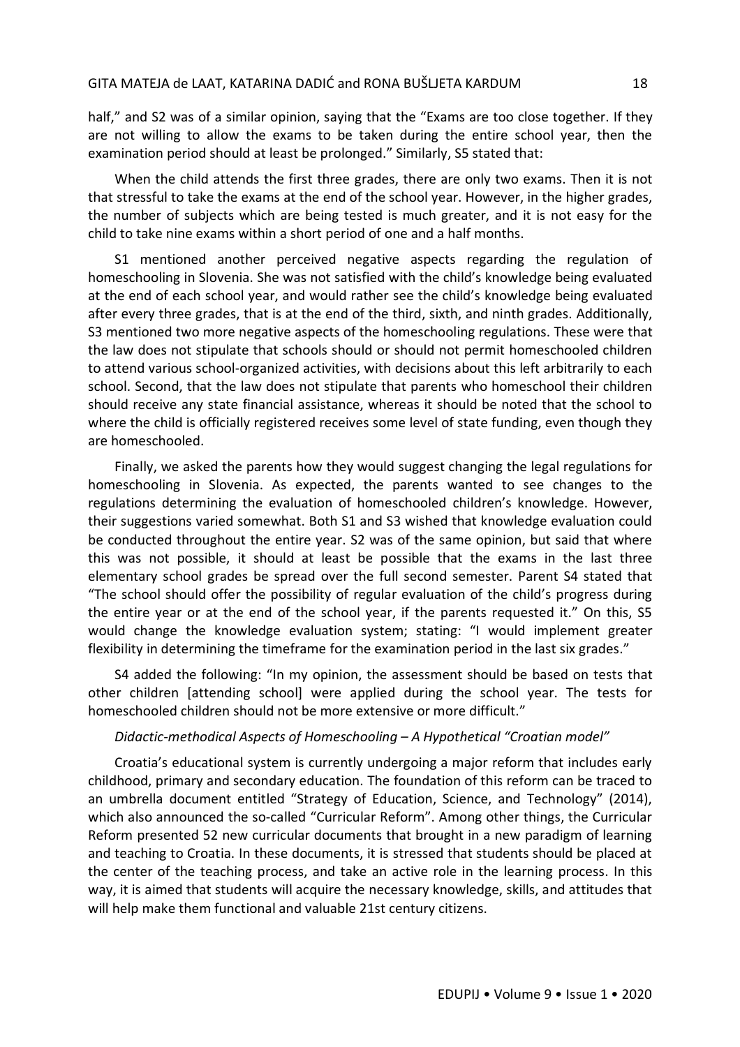half," and S2 was of a similar opinion, saying that the "Exams are too close together. If they are not willing to allow the exams to be taken during the entire school year, then the examination period should at least be prolonged." Similarly, S5 stated that:

When the child attends the first three grades, there are only two exams. Then it is not that stressful to take the exams at the end of the school year. However, in the higher grades, the number of subjects which are being tested is much greater, and it is not easy for the child to take nine exams within a short period of one and a half months.

S1 mentioned another perceived negative aspects regarding the regulation of homeschooling in Slovenia. She was not satisfied with the child's knowledge being evaluated at the end of each school year, and would rather see the child's knowledge being evaluated after every three grades, that is at the end of the third, sixth, and ninth grades. Additionally, S3 mentioned two more negative aspects of the homeschooling regulations. These were that the law does not stipulate that schools should or should not permit homeschooled children to attend various school-organized activities, with decisions about this left arbitrarily to each school. Second, that the law does not stipulate that parents who homeschool their children should receive any state financial assistance, whereas it should be noted that the school to where the child is officially registered receives some level of state funding, even though they are homeschooled.

Finally, we asked the parents how they would suggest changing the legal regulations for homeschooling in Slovenia. As expected, the parents wanted to see changes to the regulations determining the evaluation of homeschooled children's knowledge. However, their suggestions varied somewhat. Both S1 and S3 wished that knowledge evaluation could be conducted throughout the entire year. S2 was of the same opinion, but said that where this was not possible, it should at least be possible that the exams in the last three elementary school grades be spread over the full second semester. Parent S4 stated that "The school should offer the possibility of regular evaluation of the child's progress during the entire year or at the end of the school year, if the parents requested it." On this, S5 would change the knowledge evaluation system; stating: "I would implement greater flexibility in determining the timeframe for the examination period in the last six grades."

S4 added the following: "In my opinion, the assessment should be based on tests that other children [attending school] were applied during the school year. The tests for homeschooled children should not be more extensive or more difficult."

### *Didactic-methodical Aspects of Homeschooling – A Hypothetical "Croatian model"*

Croatia's educational system is currently undergoing a major reform that includes early childhood, primary and secondary education. The foundation of this reform can be traced to an umbrella document entitled "Strategy of Education, Science, and Technology" (2014), which also announced the so-called "Curricular Reform". Among other things, the Curricular Reform presented 52 new curricular documents that brought in a new paradigm of learning and teaching to Croatia. In these documents, it is stressed that students should be placed at the center of the teaching process, and take an active role in the learning process. In this way, it is aimed that students will acquire the necessary knowledge, skills, and attitudes that will help make them functional and valuable 21st century citizens.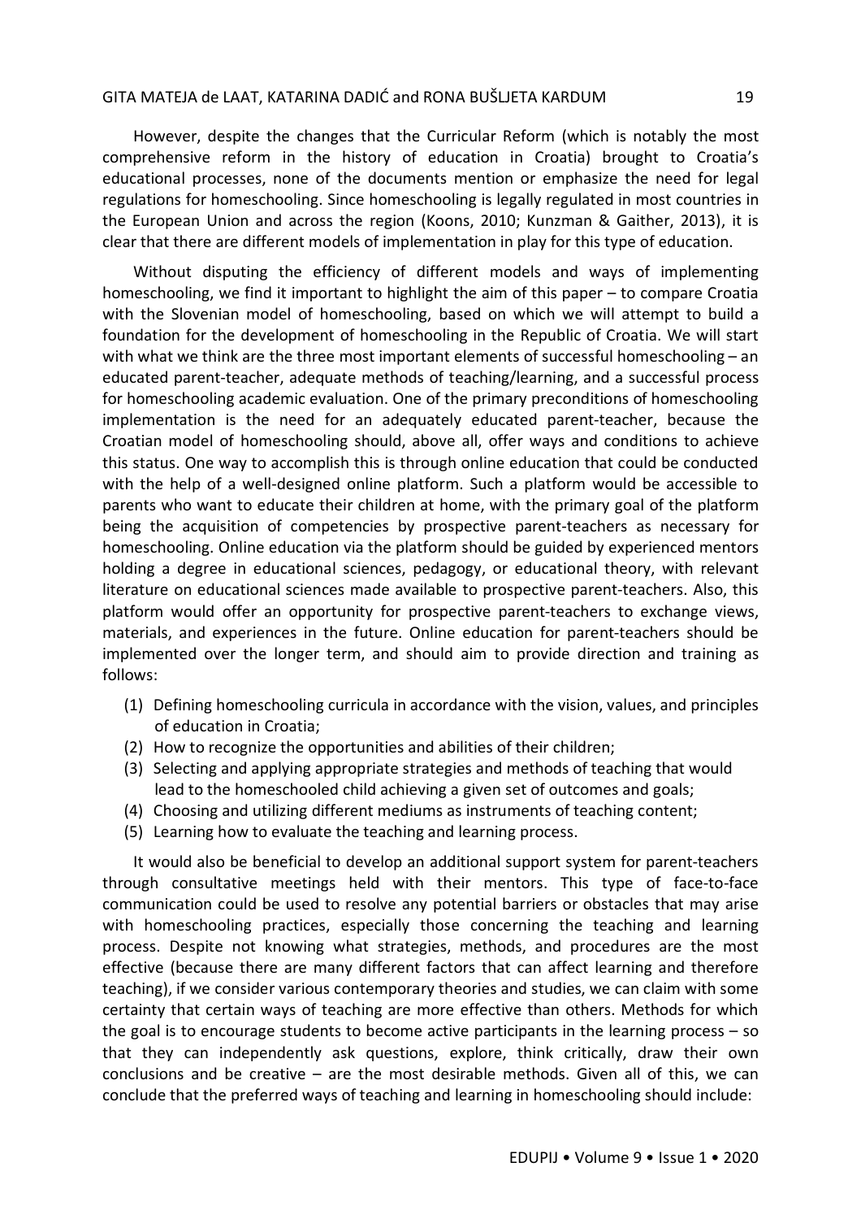However, despite the changes that the Curricular Reform (which is notably the most comprehensive reform in the history of education in Croatia) brought to Croatia's educational processes, none of the documents mention or emphasize the need for legal regulations for homeschooling. Since homeschooling is legally regulated in most countries in the European Union and across the region (Koons, 2010; Kunzman & Gaither, 2013), it is clear that there are different models of implementation in play for this type of education.

Without disputing the efficiency of different models and ways of implementing homeschooling, we find it important to highlight the aim of this paper – to compare Croatia with the Slovenian model of homeschooling, based on which we will attempt to build a foundation for the development of homeschooling in the Republic of Croatia. We will start with what we think are the three most important elements of successful homeschooling – an educated parent-teacher, adequate methods of teaching/learning, and a successful process for homeschooling academic evaluation. One of the primary preconditions of homeschooling implementation is the need for an adequately educated parent-teacher, because the Croatian model of homeschooling should, above all, offer ways and conditions to achieve this status. One way to accomplish this is through online education that could be conducted with the help of a well-designed online platform. Such a platform would be accessible to parents who want to educate their children at home, with the primary goal of the platform being the acquisition of competencies by prospective parent-teachers as necessary for homeschooling. Online education via the platform should be guided by experienced mentors holding a degree in educational sciences, pedagogy, or educational theory, with relevant literature on educational sciences made available to prospective parent-teachers. Also, this platform would offer an opportunity for prospective parent-teachers to exchange views, materials, and experiences in the future. Online education for parent-teachers should be implemented over the longer term, and should aim to provide direction and training as follows:

(1) Defining homeschooling curricula in accordance with the vision, values, and principles of education in Croatia;
(2) How to recognize the opportunities and abilities of their children;
(3) Selecting and applying appropriate strategies and methods of teaching that would lead to the homeschooled child achieving a given set of outcomes and goals;
(4) Choosing and utilizing different mediums as instruments of teaching content;
(5) Learning how to evaluate the teaching and learning process.

It would also be beneficial to develop an additional support system for parent-teachers through consultative meetings held with their mentors. This type of face-to-face communication could be used to resolve any potential barriers or obstacles that may arise with homeschooling practices, especially those concerning the teaching and learning process. Despite not knowing what strategies, methods, and procedures are the most effective (because there are many different factors that can affect learning and therefore teaching), if we consider various contemporary theories and studies, we can claim with some certainty that certain ways of teaching are more effective than others. Methods for which the goal is to encourage students to become active participants in the learning process – so that they can independently ask questions, explore, think critically, draw their own conclusions and be creative – are the most desirable methods. Given all of this, we can conclude that the preferred ways of teaching and learning in homeschooling should include: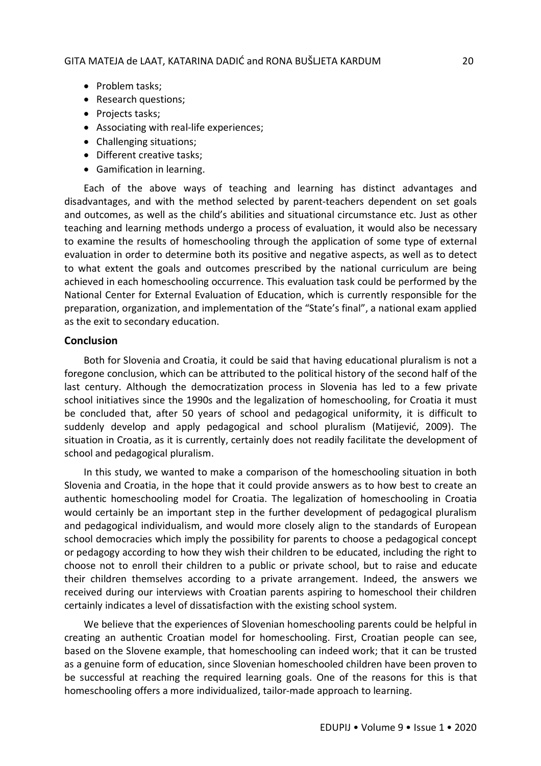- Problem tasks;
- Research questions;
- Projects tasks;
- Associating with real-life experiences;
- Challenging situations;
- Different creative tasks;
- Gamification in learning.

Each of the above ways of teaching and learning has distinct advantages and disadvantages, and with the method selected by parent-teachers dependent on set goals and outcomes, as well as the child's abilities and situational circumstance etc. Just as other teaching and learning methods undergo a process of evaluation, it would also be necessary to examine the results of homeschooling through the application of some type of external evaluation in order to determine both its positive and negative aspects, as well as to detect to what extent the goals and outcomes prescribed by the national curriculum are being achieved in each homeschooling occurrence. This evaluation task could be performed by the National Center for External Evaluation of Education, which is currently responsible for the preparation, organization, and implementation of the "State's final", a national exam applied as the exit to secondary education.

## Conclusion

Both for Slovenia and Croatia, it could be said that having educational pluralism is not a foregone conclusion, which can be attributed to the political history of the second half of the last century. Although the democratization process in Slovenia has led to a few private school initiatives since the 1990s and the legalization of homeschooling, for Croatia it must be concluded that, after 50 years of school and pedagogical uniformity, it is difficult to suddenly develop and apply pedagogical and school pluralism (Matijević, 2009). The situation in Croatia, as it is currently, certainly does not readily facilitate the development of school and pedagogical pluralism.

In this study, we wanted to make a comparison of the homeschooling situation in both Slovenia and Croatia, in the hope that it could provide answers as to how best to create an authentic homeschooling model for Croatia. The legalization of homeschooling in Croatia would certainly be an important step in the further development of pedagogical pluralism and pedagogical individualism, and would more closely align to the standards of European school democracies which imply the possibility for parents to choose a pedagogical concept or pedagogy according to how they wish their children to be educated, including the right to choose not to enroll their children to a public or private school, but to raise and educate their children themselves according to a private arrangement. Indeed, the answers we received during our interviews with Croatian parents aspiring to homeschool their children certainly indicates a level of dissatisfaction with the existing school system.

We believe that the experiences of Slovenian homeschooling parents could be helpful in creating an authentic Croatian model for homeschooling. First, Croatian people can see, based on the Slovene example, that homeschooling can indeed work; that it can be trusted as a genuine form of education, since Slovenian homeschooled children have been proven to be successful at reaching the required learning goals. One of the reasons for this is that homeschooling offers a more individualized, tailor-made approach to learning.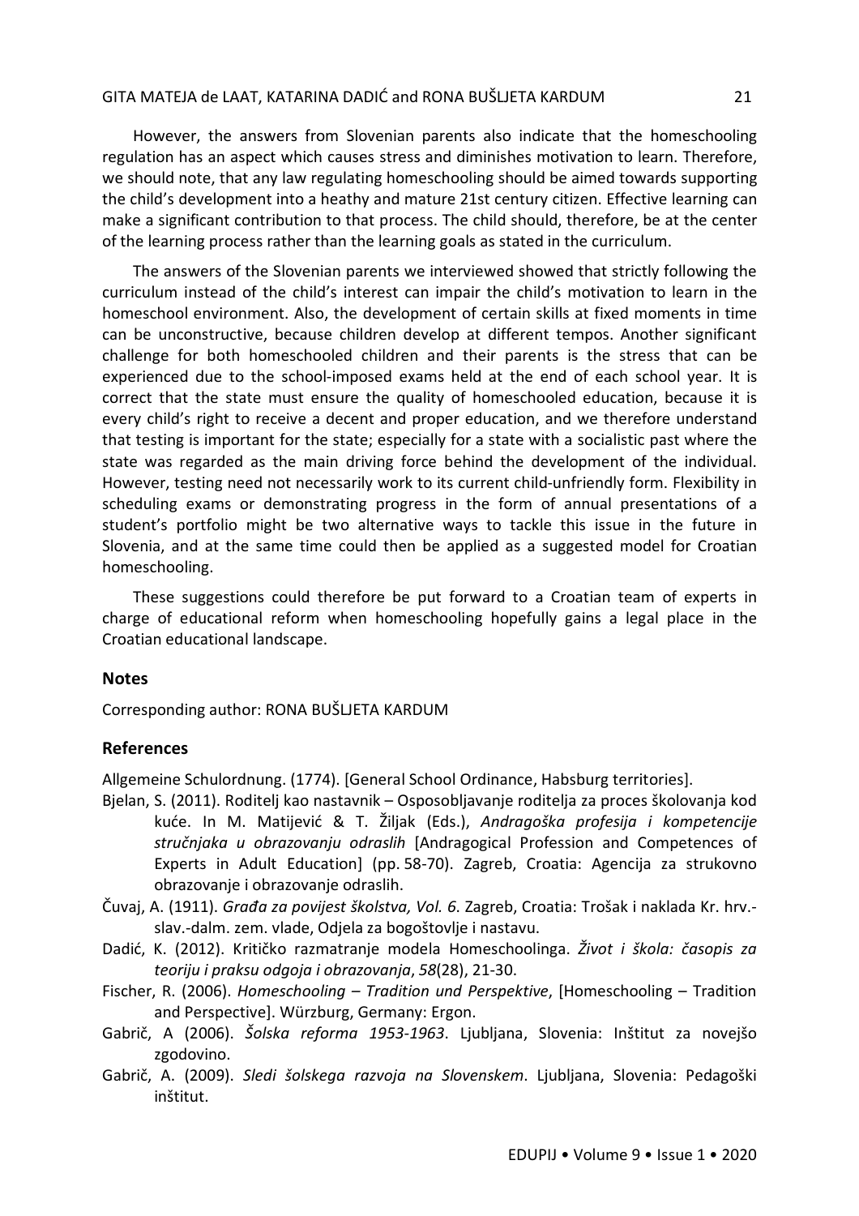However, the answers from Slovenian parents also indicate that the homeschooling regulation has an aspect which causes stress and diminishes motivation to learn. Therefore, we should note, that any law regulating homeschooling should be aimed towards supporting the child's development into a heathy and mature 21st century citizen. Effective learning can make a significant contribution to that process. The child should, therefore, be at the center of the learning process rather than the learning goals as stated in the curriculum.

The answers of the Slovenian parents we interviewed showed that strictly following the curriculum instead of the child's interest can impair the child's motivation to learn in the homeschool environment. Also, the development of certain skills at fixed moments in time can be unconstructive, because children develop at different tempos. Another significant challenge for both homeschooled children and their parents is the stress that can be experienced due to the school-imposed exams held at the end of each school year. It is correct that the state must ensure the quality of homeschooled education, because it is every child's right to receive a decent and proper education, and we therefore understand that testing is important for the state; especially for a state with a socialistic past where the state was regarded as the main driving force behind the development of the individual. However, testing need not necessarily work to its current child-unfriendly form. Flexibility in scheduling exams or demonstrating progress in the form of annual presentations of a student's portfolio might be two alternative ways to tackle this issue in the future in Slovenia, and at the same time could then be applied as a suggested model for Croatian homeschooling.

These suggestions could therefore be put forward to a Croatian team of experts in charge of educational reform when homeschooling hopefully gains a legal place in the Croatian educational landscape.

## Notes

Corresponding author: RONA BUŠLJETA KARDUM

## References

Allgemeine Schulordnung. (1774). [General School Ordinance, Habsburg territories].

Bjelan, S. (2011). Roditelj kao nastavnik – Osposobljavanje roditelja za proces školovanja kod kuće. In M. Matijević & T. Žiljak (Eds.), *Andragoška profesija i kompetencije stručnjaka u obrazovanju odraslih* [Andragogical Profession and Competences of Experts in Adult Education] (pp. 58-70). Zagreb, Croatia: Agencija za strukovno obrazovanje i obrazovanje odraslih.

Čuvaj, A. (1911). *Građa za povijest školstva, Vol. 6*. Zagreb, Croatia: Trošak i naklada Kr. hrv.-slav.-dalm. zem. vlade, Odjela za bogoštovlje i nastavu.

Dadić, K. (2012). Kritičko razmatranje modela Homeschoolinga. *Život i škola: časopis za teoriju i praksu odgoja i obrazovanja*, *58*(28), 21-30.

Fischer, R. (2006). *Homeschooling – Tradition und Perspektive*, [Homeschooling – Tradition and Perspective]. Würzburg, Germany: Ergon.

Gabrič, A (2006). *Šolska reforma 1953-1963*. Ljubljana, Slovenia: Inštitut za novejšo zgodovino.

Gabrič, A. (2009). *Sledi šolskega razvoja na Slovenskem*. Ljubljana, Slovenia: Pedagoški inštitut.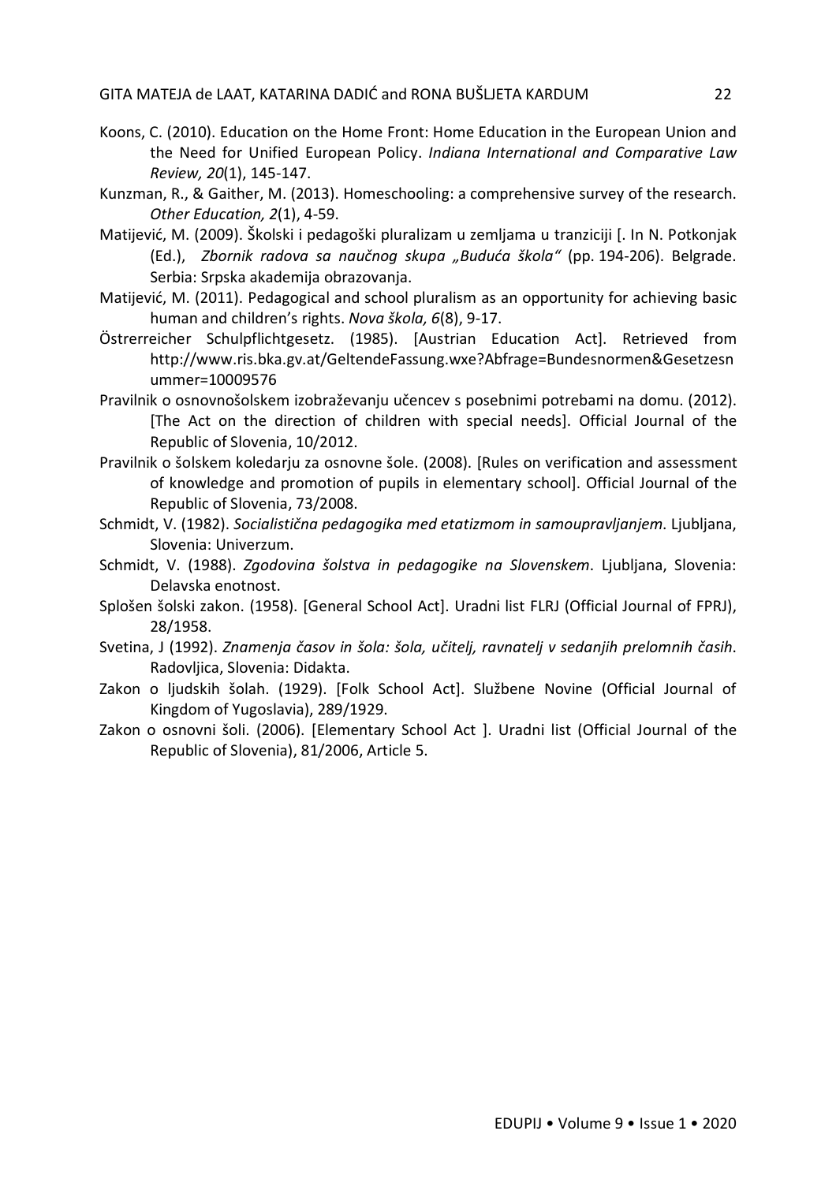Koons, C. (2010). Education on the Home Front: Home Education in the European Union and the Need for Unified European Policy. *Indiana International and Comparative Law Review, 20*(1), 145-147.

Kunzman, R., & Gaither, M. (2013). Homeschooling: a comprehensive survey of the research. *Other Education, 2*(1), 4-59.

Matijević, M. (2009). Školski i pedagoški pluralizam u zemljama u tranziciji [. In N. Potkonjak (Ed.), *Zbornik radova sa naučnog skupa „Buduća škola"* (pp. 194-206). Belgrade. Serbia: Srpska akademija obrazovanja.

Matijević, M. (2011). Pedagogical and school pluralism as an opportunity for achieving basic human and children's rights. *Nova škola, 6*(8), 9-17.

Östrerreicher Schulpflichtgesetz. (1985). [Austrian Education Act]. Retrieved from http://www.ris.bka.gv.at/GeltendeFassung.wxe?Abfrage=Bundesnormen&Gesetzesnummer=10009576

Pravilnik o osnovnošolskem izobraževanju učencev s posebnimi potrebami na domu. (2012). [The Act on the direction of children with special needs]. Official Journal of the Republic of Slovenia, 10/2012.

Pravilnik o šolskem koledarju za osnovne šole. (2008). [Rules on verification and assessment of knowledge and promotion of pupils in elementary school]. Official Journal of the Republic of Slovenia, 73/2008.

Schmidt, V. (1982). *Socialistična pedagogika med etatizmom in samoupravljanjem*. Ljubljana, Slovenia: Univerzum.

Schmidt, V. (1988). *Zgodovina šolstva in pedagogike na Slovenskem*. Ljubljana, Slovenia: Delavska enotnost.

Splošen šolski zakon. (1958). [General School Act]. Uradni list FLRJ (Official Journal of FPRJ), 28/1958.

Svetina, J (1992). *Znamenja časov in šola: šola, učitelj, ravnatelj v sedanjih prelomnih časih*. Radovljica, Slovenia: Didakta.

Zakon o ljudskih šolah. (1929). [Folk School Act]. Službene Novine (Official Journal of Kingdom of Yugoslavia), 289/1929.

Zakon o osnovni šoli. (2006). [Elementary School Act ]. Uradni list (Official Journal of the Republic of Slovenia), 81/2006, Article 5.